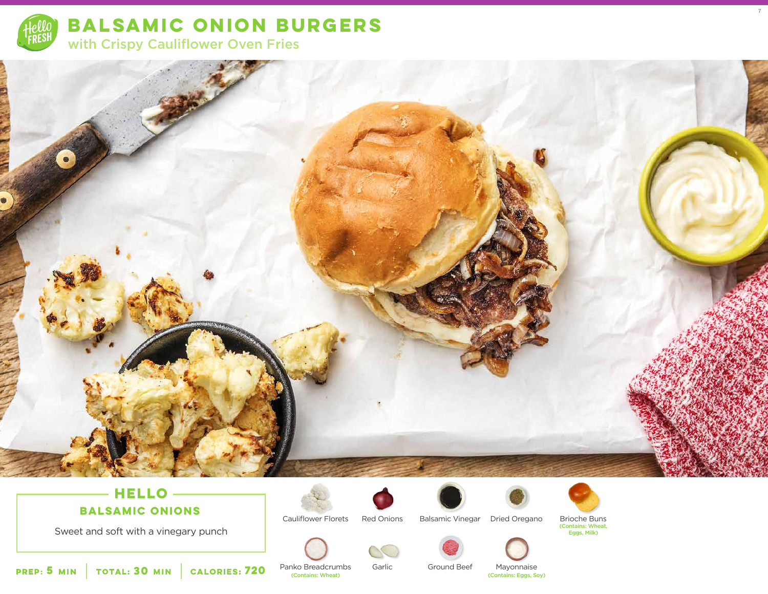# BALSAMIC ONION BURGERS

## with Crispy Cauliflower Oven Fries

### HELLO

**BALSAMIC ONIONS**

Sweet and soft with a vinegary punch

**PREP: 5 MIN** | **TOTAL: 30 MIN** | **CALORIES: 720**

- Cauliflower Florets
- Red Onions
- Balsamic Vinegar
- Dried Oregano
- Brioche Buns (Contains: Wheat, Eggs, Milk)
- Panko Breadcrumbs (Contains: Wheat)
- Garlic
- Ground Beef
- Mayonnaise (Contains: Eggs, Soy)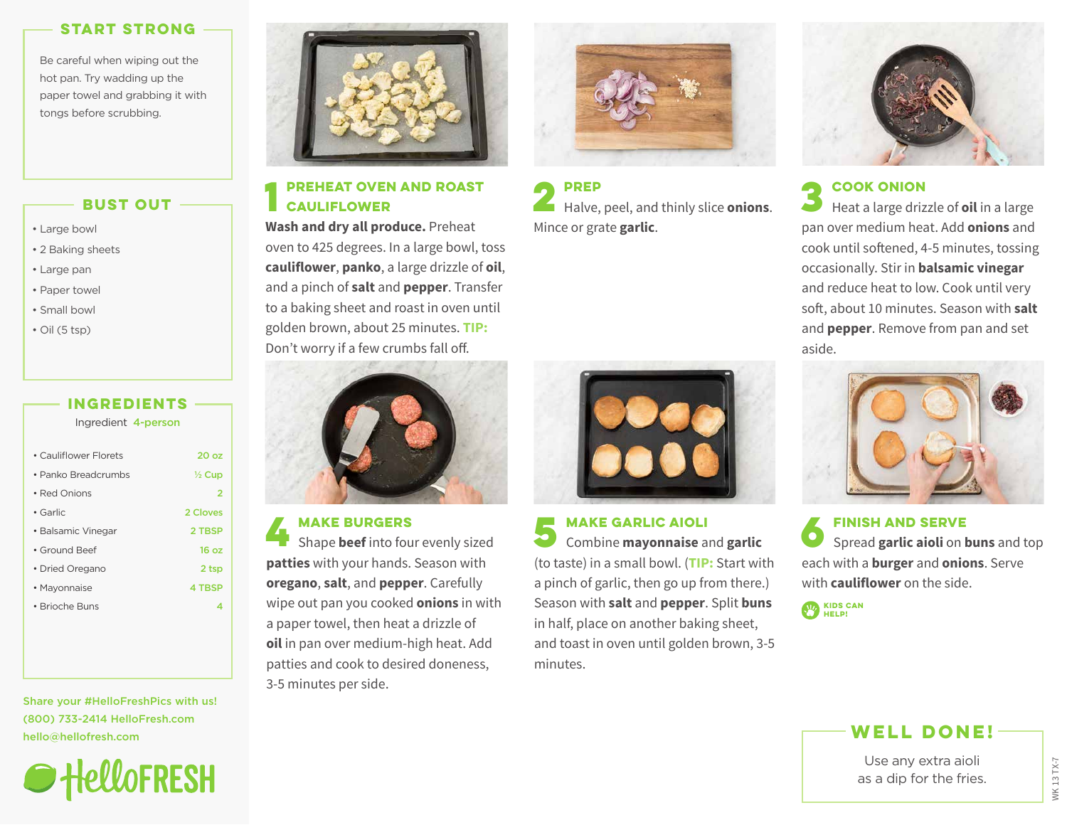## START STRONG

Be careful when wiping out the hot pan. Try wadding up the paper towel and grabbing it with tongs before scrubbing.

## BUST OUT

- Large bowl
- 2 Baking sheets
- Large pan
- Paper towel
- Small bowl
- Oil (5 tsp)

## INGREDIENTS

| Ingredient | 4-person |
| --- | --- |
| Cauliflower Florets | 20 oz |
| Panko Breadcrumbs | ½ Cup |
| Red Onions | 2 |
| Garlic | 2 Cloves |
| Balsamic Vinegar | 2 TBSP |
| Ground Beef | 16 oz |
| Dried Oregano | 2 tsp |
| Mayonnaise | 4 TBSP |
| Brioche Buns | 4 |

Share your #HelloFreshPics with us!
(800) 733-2414 HelloFresh.com
hello@hellofresh.com

HelloFRESH

### 1 PREHEAT OVEN AND ROAST CAULIFLOWER

**Wash and dry all produce.** Preheat oven to 425 degrees. In a large bowl, toss **cauliflower**, **panko**, a large drizzle of **oil**, and a pinch of **salt** and **pepper**. Transfer to a baking sheet and roast in oven until golden brown, about 25 minutes. **TIP:** Don't worry if a few crumbs fall off.

### 2 PREP

Halve, peel, and thinly slice **onions**. Mince or grate **garlic**.

### 3 COOK ONION

Heat a large drizzle of **oil** in a large pan over medium heat. Add **onions** and cook until softened, 4-5 minutes, tossing occasionally. Stir in **balsamic vinegar** and reduce heat to low. Cook until very soft, about 10 minutes. Season with **salt** and **pepper**. Remove from pan and set aside.

### 4 MAKE BURGERS

Shape **beef** into four evenly sized **patties** with your hands. Season with **oregano**, **salt**, and **pepper**. Carefully wipe out pan you cooked **onions** in with a paper towel, then heat a drizzle of **oil** in pan over medium-high heat. Add patties and cook to desired doneness, 3-5 minutes per side.

### 5 MAKE GARLIC AIOLI

Combine **mayonnaise** and **garlic** (to taste) in a small bowl. (**TIP:** Start with a pinch of garlic, then go up from there.) Season with **salt** and **pepper**. Split **buns** in half, place on another baking sheet, and toast in oven until golden brown, 3-5 minutes.

### 6 FINISH AND SERVE

Spread **garlic aioli** on **buns** and top each with a **burger** and **onions**. Serve with **cauliflower** on the side.

KIDS CAN HELP!

## WELL DONE!

Use any extra aioli as a dip for the fries.

WK 13 TX-7